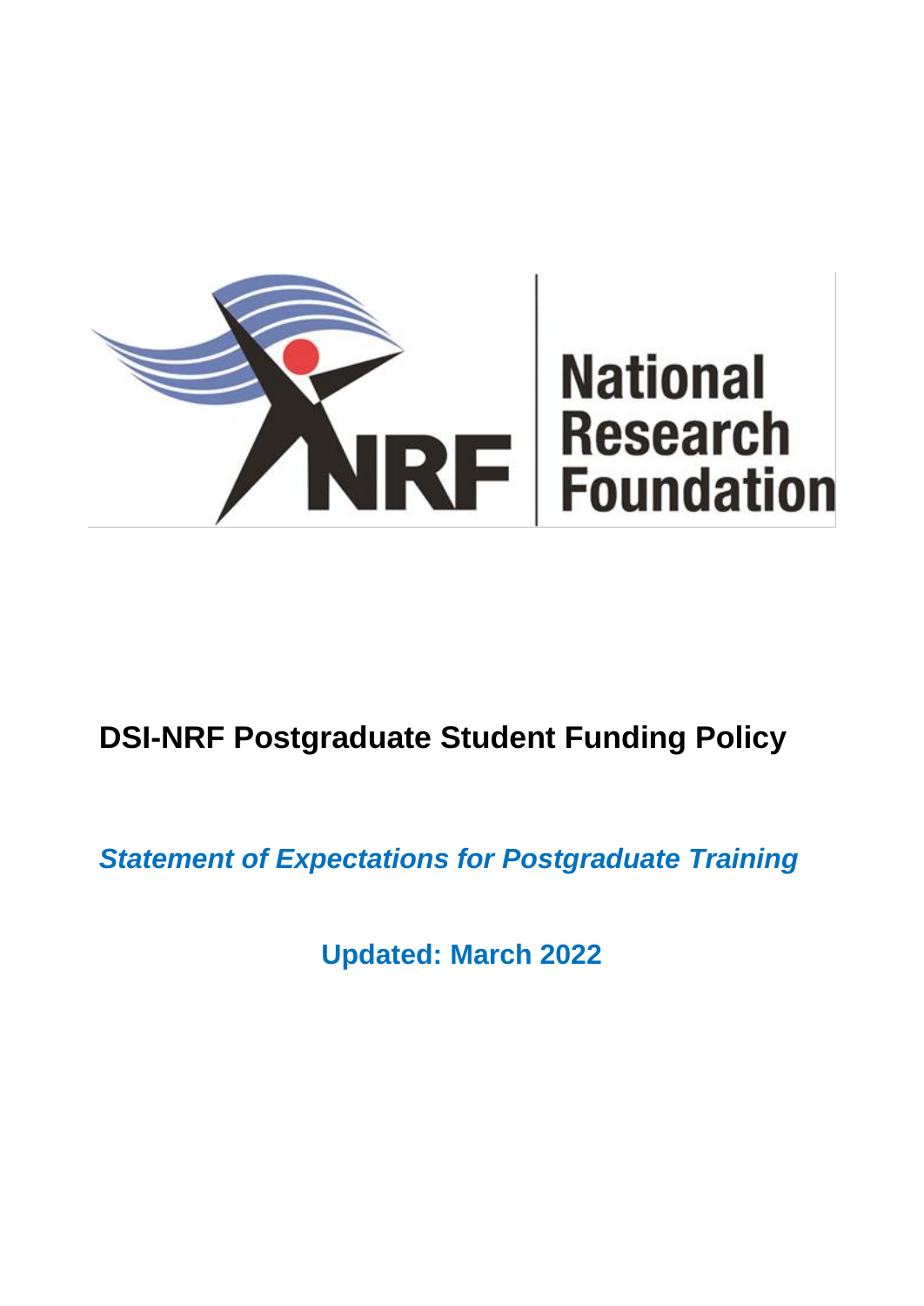National Research Foundation

# DSI-NRF Postgraduate Student Funding Policy

***Statement of Expectations for Postgraduate Training***

**Updated: March 2022**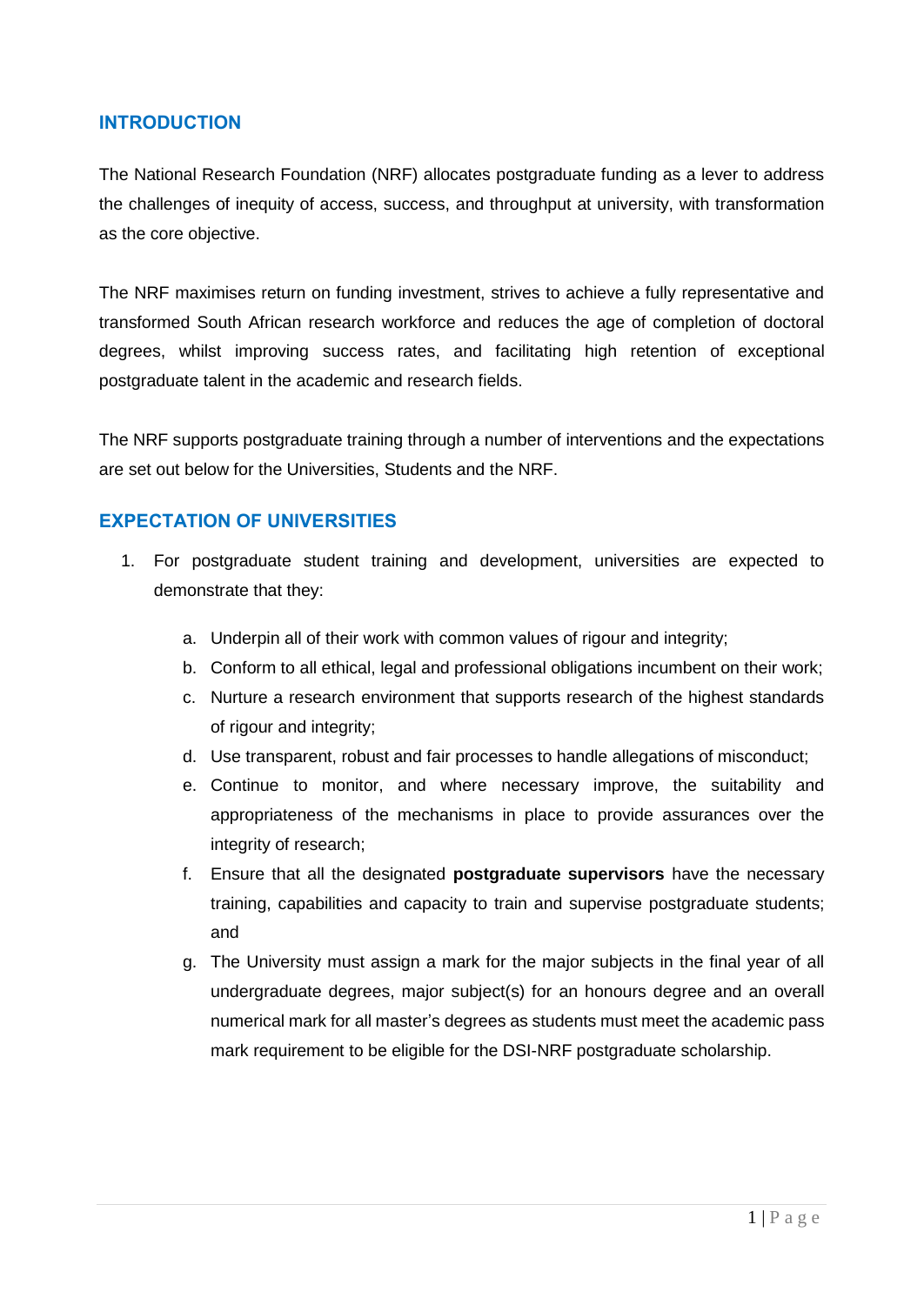## INTRODUCTION

The National Research Foundation (NRF) allocates postgraduate funding as a lever to address the challenges of inequity of access, success, and throughput at university, with transformation as the core objective.

The NRF maximises return on funding investment, strives to achieve a fully representative and transformed South African research workforce and reduces the age of completion of doctoral degrees, whilst improving success rates, and facilitating high retention of exceptional postgraduate talent in the academic and research fields.

The NRF supports postgraduate training through a number of interventions and the expectations are set out below for the Universities, Students and the NRF.

## EXPECTATION OF UNIVERSITIES

1. For postgraduate student training and development, universities are expected to demonstrate that they:

    a. Underpin all of their work with common values of rigour and integrity;
    b. Conform to all ethical, legal and professional obligations incumbent on their work;
    c. Nurture a research environment that supports research of the highest standards of rigour and integrity;
    d. Use transparent, robust and fair processes to handle allegations of misconduct;
    e. Continue to monitor, and where necessary improve, the suitability and appropriateness of the mechanisms in place to provide assurances over the integrity of research;
    f. Ensure that all the designated **postgraduate supervisors** have the necessary training, capabilities and capacity to train and supervise postgraduate students; and
    g. The University must assign a mark for the major subjects in the final year of all undergraduate degrees, major subject(s) for an honours degree and an overall numerical mark for all master's degrees as students must meet the academic pass mark requirement to be eligible for the DSI-NRF postgraduate scholarship.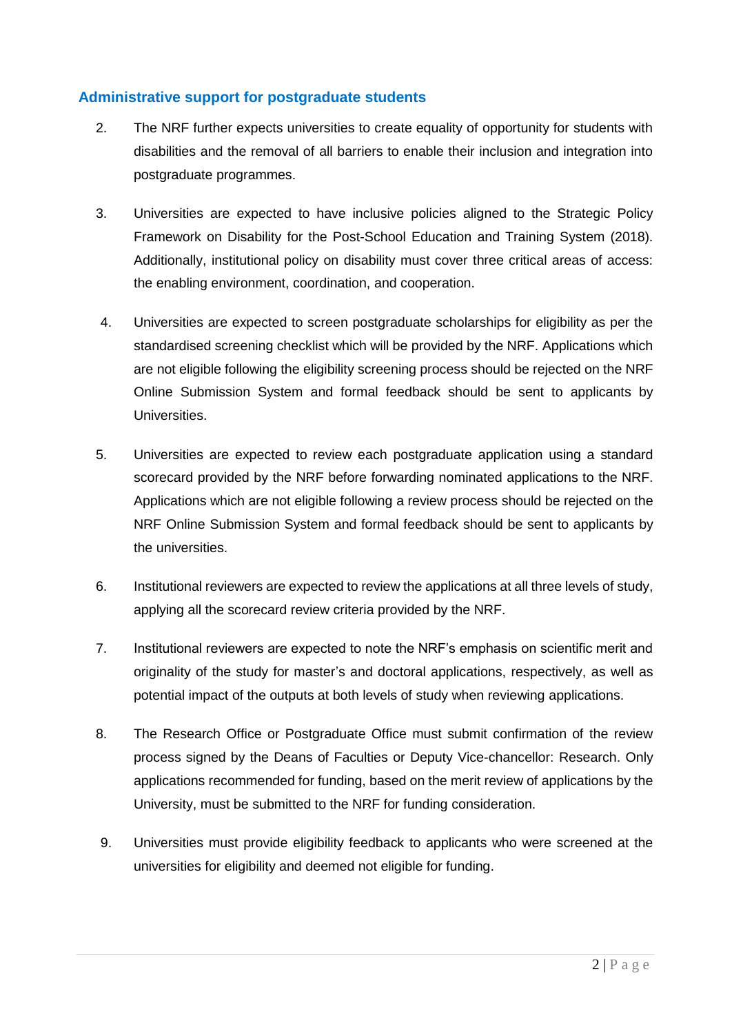## Administrative support for postgraduate students

2. The NRF further expects universities to create equality of opportunity for students with disabilities and the removal of all barriers to enable their inclusion and integration into postgraduate programmes.

3. Universities are expected to have inclusive policies aligned to the Strategic Policy Framework on Disability for the Post-School Education and Training System (2018). Additionally, institutional policy on disability must cover three critical areas of access: the enabling environment, coordination, and cooperation.

4. Universities are expected to screen postgraduate scholarships for eligibility as per the standardised screening checklist which will be provided by the NRF. Applications which are not eligible following the eligibility screening process should be rejected on the NRF Online Submission System and formal feedback should be sent to applicants by Universities.

5. Universities are expected to review each postgraduate application using a standard scorecard provided by the NRF before forwarding nominated applications to the NRF. Applications which are not eligible following a review process should be rejected on the NRF Online Submission System and formal feedback should be sent to applicants by the universities.

6. Institutional reviewers are expected to review the applications at all three levels of study, applying all the scorecard review criteria provided by the NRF.

7. Institutional reviewers are expected to note the NRF's emphasis on scientific merit and originality of the study for master's and doctoral applications, respectively, as well as potential impact of the outputs at both levels of study when reviewing applications.

8. The Research Office or Postgraduate Office must submit confirmation of the review process signed by the Deans of Faculties or Deputy Vice-chancellor: Research. Only applications recommended for funding, based on the merit review of applications by the University, must be submitted to the NRF for funding consideration.

9. Universities must provide eligibility feedback to applicants who were screened at the universities for eligibility and deemed not eligible for funding.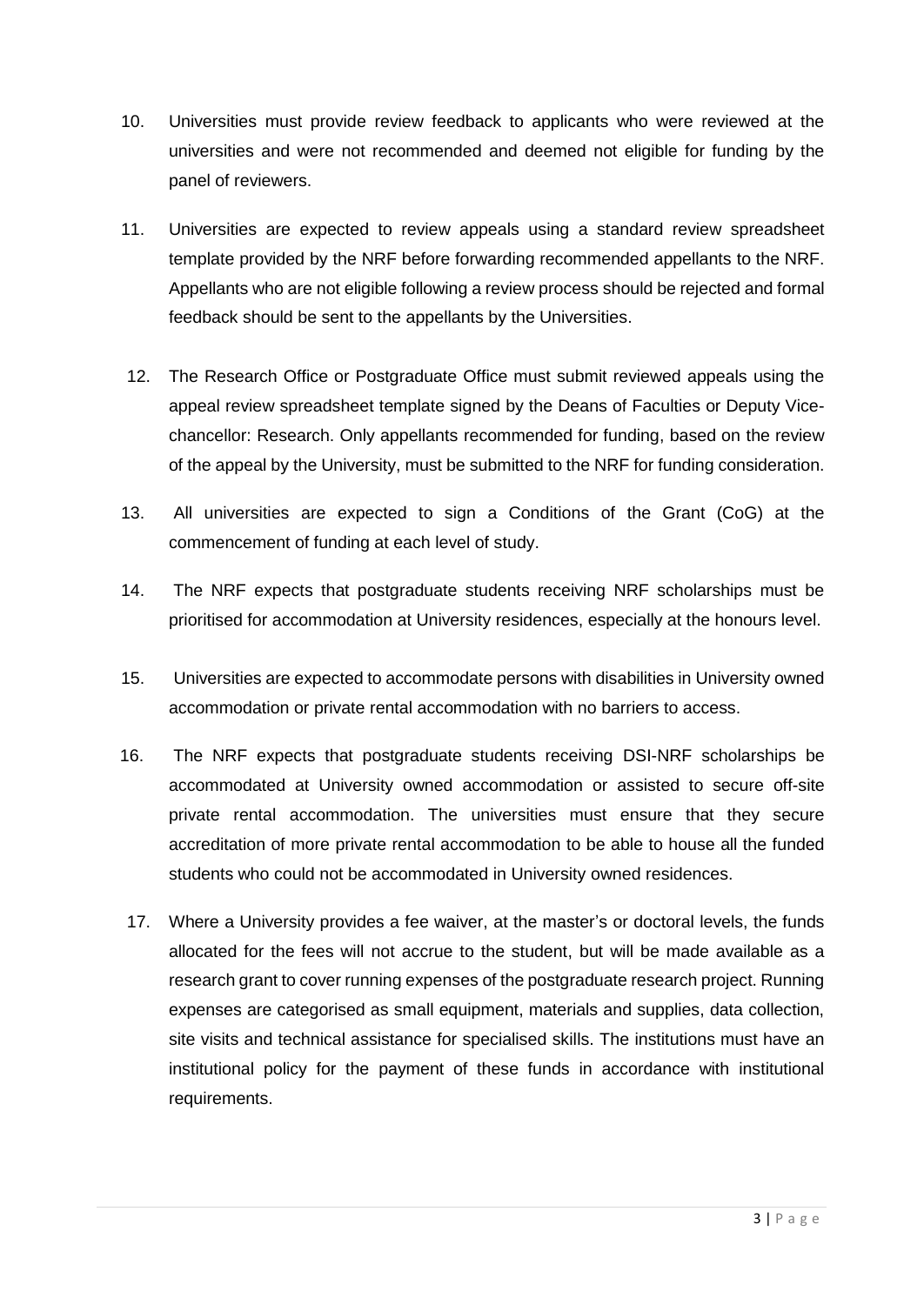10. Universities must provide review feedback to applicants who were reviewed at the universities and were not recommended and deemed not eligible for funding by the panel of reviewers.

11. Universities are expected to review appeals using a standard review spreadsheet template provided by the NRF before forwarding recommended appellants to the NRF. Appellants who are not eligible following a review process should be rejected and formal feedback should be sent to the appellants by the Universities.

12. The Research Office or Postgraduate Office must submit reviewed appeals using the appeal review spreadsheet template signed by the Deans of Faculties or Deputy Vice-chancellor: Research. Only appellants recommended for funding, based on the review of the appeal by the University, must be submitted to the NRF for funding consideration.

13. All universities are expected to sign a Conditions of the Grant (CoG) at the commencement of funding at each level of study.

14. The NRF expects that postgraduate students receiving NRF scholarships must be prioritised for accommodation at University residences, especially at the honours level.

15. Universities are expected to accommodate persons with disabilities in University owned accommodation or private rental accommodation with no barriers to access.

16. The NRF expects that postgraduate students receiving DSI-NRF scholarships be accommodated at University owned accommodation or assisted to secure off-site private rental accommodation. The universities must ensure that they secure accreditation of more private rental accommodation to be able to house all the funded students who could not be accommodated in University owned residences.

17. Where a University provides a fee waiver, at the master's or doctoral levels, the funds allocated for the fees will not accrue to the student, but will be made available as a research grant to cover running expenses of the postgraduate research project. Running expenses are categorised as small equipment, materials and supplies, data collection, site visits and technical assistance for specialised skills. The institutions must have an institutional policy for the payment of these funds in accordance with institutional requirements.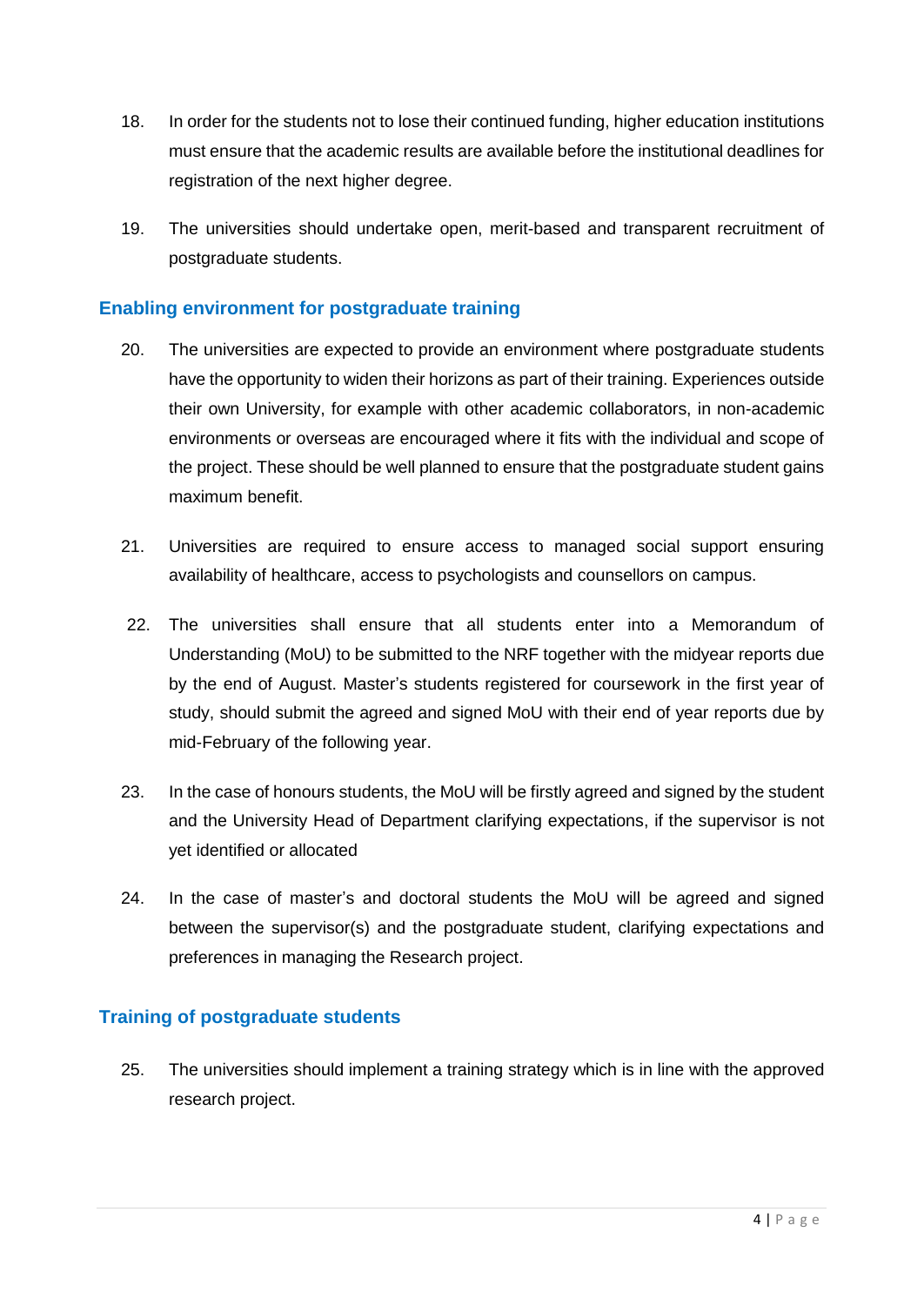18. In order for the students not to lose their continued funding, higher education institutions must ensure that the academic results are available before the institutional deadlines for registration of the next higher degree.

19. The universities should undertake open, merit-based and transparent recruitment of postgraduate students.

## Enabling environment for postgraduate training

20. The universities are expected to provide an environment where postgraduate students have the opportunity to widen their horizons as part of their training. Experiences outside their own University, for example with other academic collaborators, in non-academic environments or overseas are encouraged where it fits with the individual and scope of the project. These should be well planned to ensure that the postgraduate student gains maximum benefit.

21. Universities are required to ensure access to managed social support ensuring availability of healthcare, access to psychologists and counsellors on campus.

22. The universities shall ensure that all students enter into a Memorandum of Understanding (MoU) to be submitted to the NRF together with the midyear reports due by the end of August. Master's students registered for coursework in the first year of study, should submit the agreed and signed MoU with their end of year reports due by mid-February of the following year.

23. In the case of honours students, the MoU will be firstly agreed and signed by the student and the University Head of Department clarifying expectations, if the supervisor is not yet identified or allocated

24. In the case of master's and doctoral students the MoU will be agreed and signed between the supervisor(s) and the postgraduate student, clarifying expectations and preferences in managing the Research project.

## Training of postgraduate students

25. The universities should implement a training strategy which is in line with the approved research project.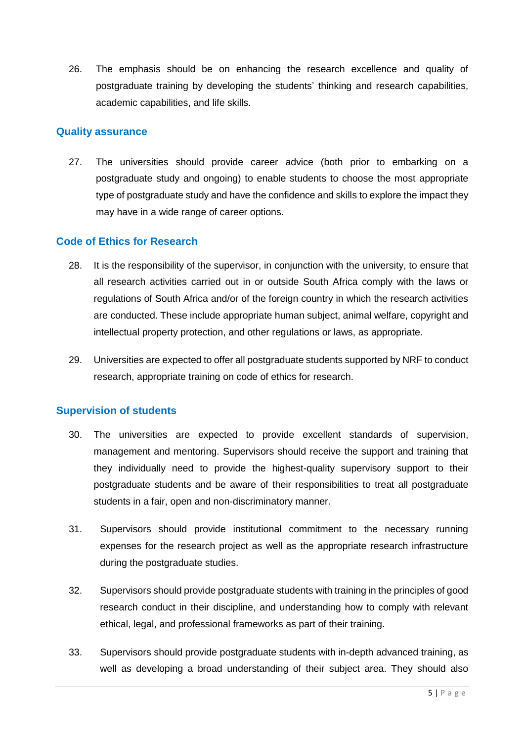26. The emphasis should be on enhancing the research excellence and quality of postgraduate training by developing the students' thinking and research capabilities, academic capabilities, and life skills.

## Quality assurance

27. The universities should provide career advice (both prior to embarking on a postgraduate study and ongoing) to enable students to choose the most appropriate type of postgraduate study and have the confidence and skills to explore the impact they may have in a wide range of career options.

## Code of Ethics for Research

28. It is the responsibility of the supervisor, in conjunction with the university, to ensure that all research activities carried out in or outside South Africa comply with the laws or regulations of South Africa and/or of the foreign country in which the research activities are conducted. These include appropriate human subject, animal welfare, copyright and intellectual property protection, and other regulations or laws, as appropriate.

29. Universities are expected to offer all postgraduate students supported by NRF to conduct research, appropriate training on code of ethics for research.

## Supervision of students

30. The universities are expected to provide excellent standards of supervision, management and mentoring. Supervisors should receive the support and training that they individually need to provide the highest-quality supervisory support to their postgraduate students and be aware of their responsibilities to treat all postgraduate students in a fair, open and non-discriminatory manner.

31. Supervisors should provide institutional commitment to the necessary running expenses for the research project as well as the appropriate research infrastructure during the postgraduate studies.

32. Supervisors should provide postgraduate students with training in the principles of good research conduct in their discipline, and understanding how to comply with relevant ethical, legal, and professional frameworks as part of their training.

33. Supervisors should provide postgraduate students with in-depth advanced training, as well as developing a broad understanding of their subject area. They should also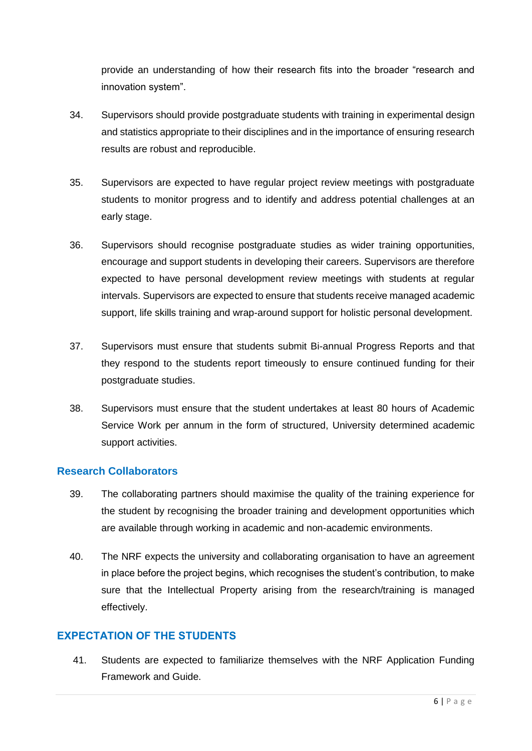provide an understanding of how their research fits into the broader "research and innovation system".

34. Supervisors should provide postgraduate students with training in experimental design and statistics appropriate to their disciplines and in the importance of ensuring research results are robust and reproducible.

35. Supervisors are expected to have regular project review meetings with postgraduate students to monitor progress and to identify and address potential challenges at an early stage.

36. Supervisors should recognise postgraduate studies as wider training opportunities, encourage and support students in developing their careers. Supervisors are therefore expected to have personal development review meetings with students at regular intervals. Supervisors are expected to ensure that students receive managed academic support, life skills training and wrap-around support for holistic personal development.

37. Supervisors must ensure that students submit Bi-annual Progress Reports and that they respond to the students report timeously to ensure continued funding for their postgraduate studies.

38. Supervisors must ensure that the student undertakes at least 80 hours of Academic Service Work per annum in the form of structured, University determined academic support activities.

### Research Collaborators

39. The collaborating partners should maximise the quality of the training experience for the student by recognising the broader training and development opportunities which are available through working in academic and non-academic environments.

40. The NRF expects the university and collaborating organisation to have an agreement in place before the project begins, which recognises the student's contribution, to make sure that the Intellectual Property arising from the research/training is managed effectively.

## EXPECTATION OF THE STUDENTS

41. Students are expected to familiarize themselves with the NRF Application Funding Framework and Guide.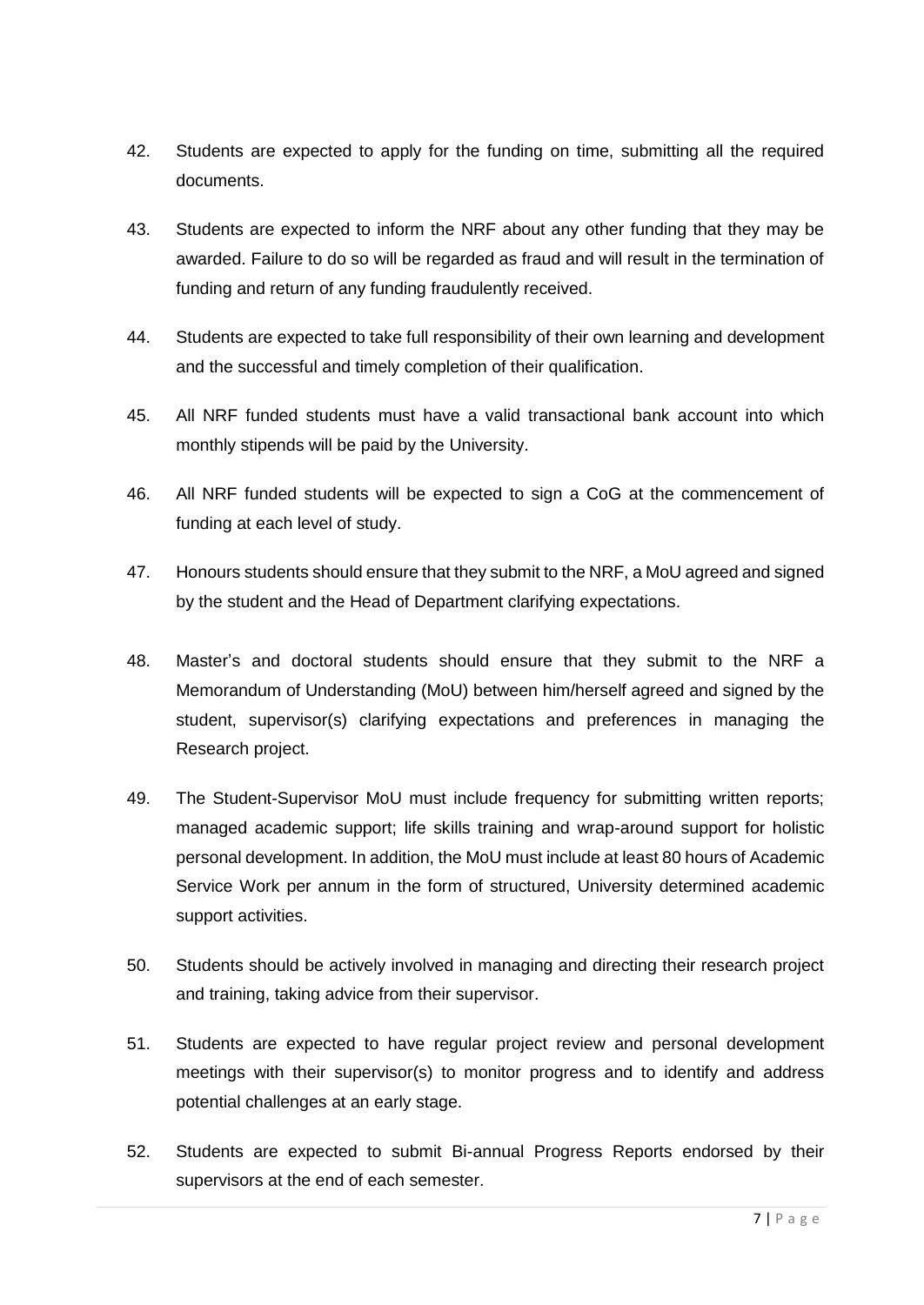42. Students are expected to apply for the funding on time, submitting all the required documents.

43. Students are expected to inform the NRF about any other funding that they may be awarded. Failure to do so will be regarded as fraud and will result in the termination of funding and return of any funding fraudulently received.

44. Students are expected to take full responsibility of their own learning and development and the successful and timely completion of their qualification.

45. All NRF funded students must have a valid transactional bank account into which monthly stipends will be paid by the University.

46. All NRF funded students will be expected to sign a CoG at the commencement of funding at each level of study.

47. Honours students should ensure that they submit to the NRF, a MoU agreed and signed by the student and the Head of Department clarifying expectations.

48. Master's and doctoral students should ensure that they submit to the NRF a Memorandum of Understanding (MoU) between him/herself agreed and signed by the student, supervisor(s) clarifying expectations and preferences in managing the Research project.

49. The Student-Supervisor MoU must include frequency for submitting written reports; managed academic support; life skills training and wrap-around support for holistic personal development. In addition, the MoU must include at least 80 hours of Academic Service Work per annum in the form of structured, University determined academic support activities.

50. Students should be actively involved in managing and directing their research project and training, taking advice from their supervisor.

51. Students are expected to have regular project review and personal development meetings with their supervisor(s) to monitor progress and to identify and address potential challenges at an early stage.

52. Students are expected to submit Bi-annual Progress Reports endorsed by their supervisors at the end of each semester.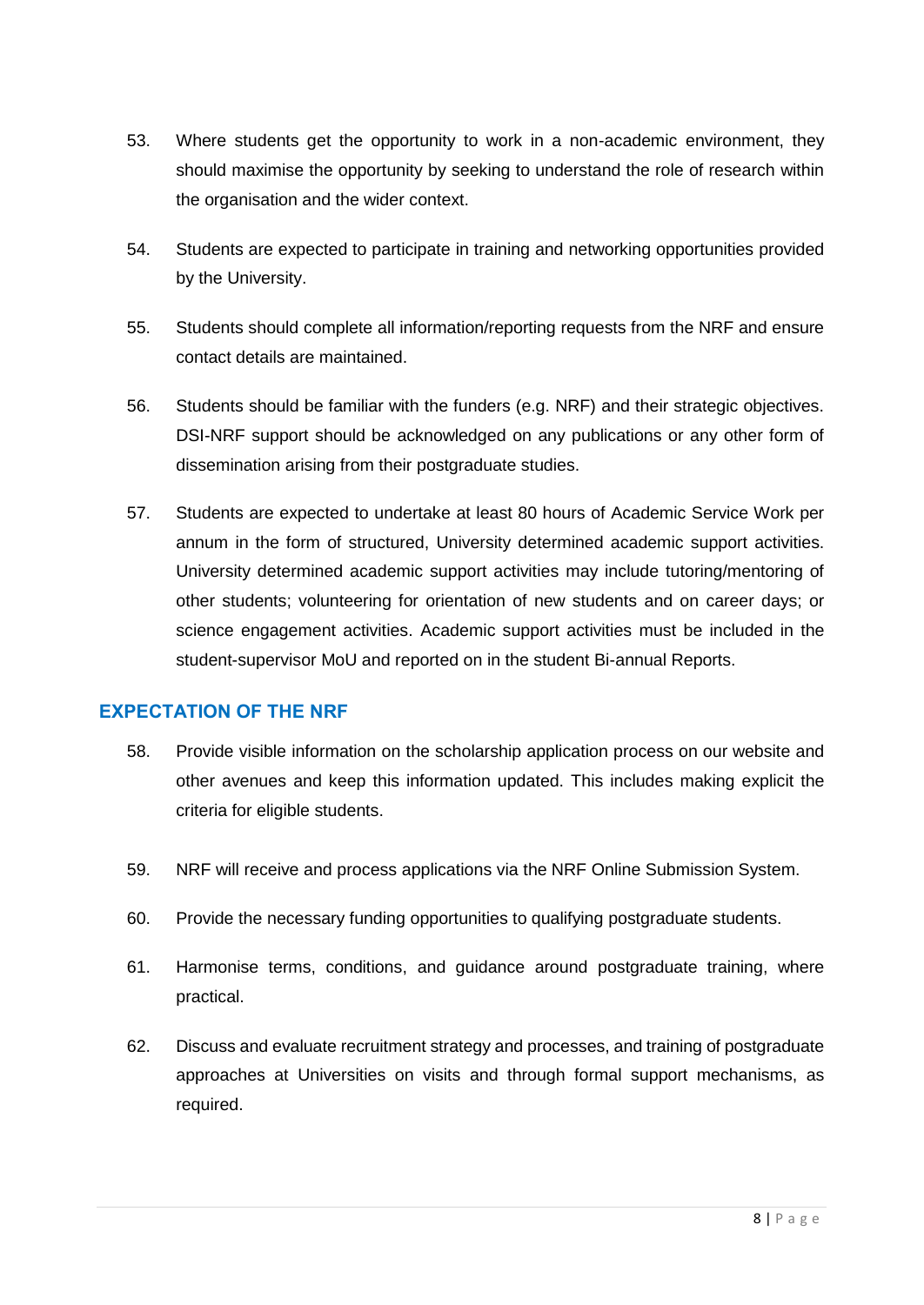53. Where students get the opportunity to work in a non-academic environment, they should maximise the opportunity by seeking to understand the role of research within the organisation and the wider context.

54. Students are expected to participate in training and networking opportunities provided by the University.

55. Students should complete all information/reporting requests from the NRF and ensure contact details are maintained.

56. Students should be familiar with the funders (e.g. NRF) and their strategic objectives. DSI-NRF support should be acknowledged on any publications or any other form of dissemination arising from their postgraduate studies.

57. Students are expected to undertake at least 80 hours of Academic Service Work per annum in the form of structured, University determined academic support activities. University determined academic support activities may include tutoring/mentoring of other students; volunteering for orientation of new students and on career days; or science engagement activities. Academic support activities must be included in the student-supervisor MoU and reported on in the student Bi-annual Reports.

## EXPECTATION OF THE NRF

58. Provide visible information on the scholarship application process on our website and other avenues and keep this information updated. This includes making explicit the criteria for eligible students.

59. NRF will receive and process applications via the NRF Online Submission System.

60. Provide the necessary funding opportunities to qualifying postgraduate students.

61. Harmonise terms, conditions, and guidance around postgraduate training, where practical.

62. Discuss and evaluate recruitment strategy and processes, and training of postgraduate approaches at Universities on visits and through formal support mechanisms, as required.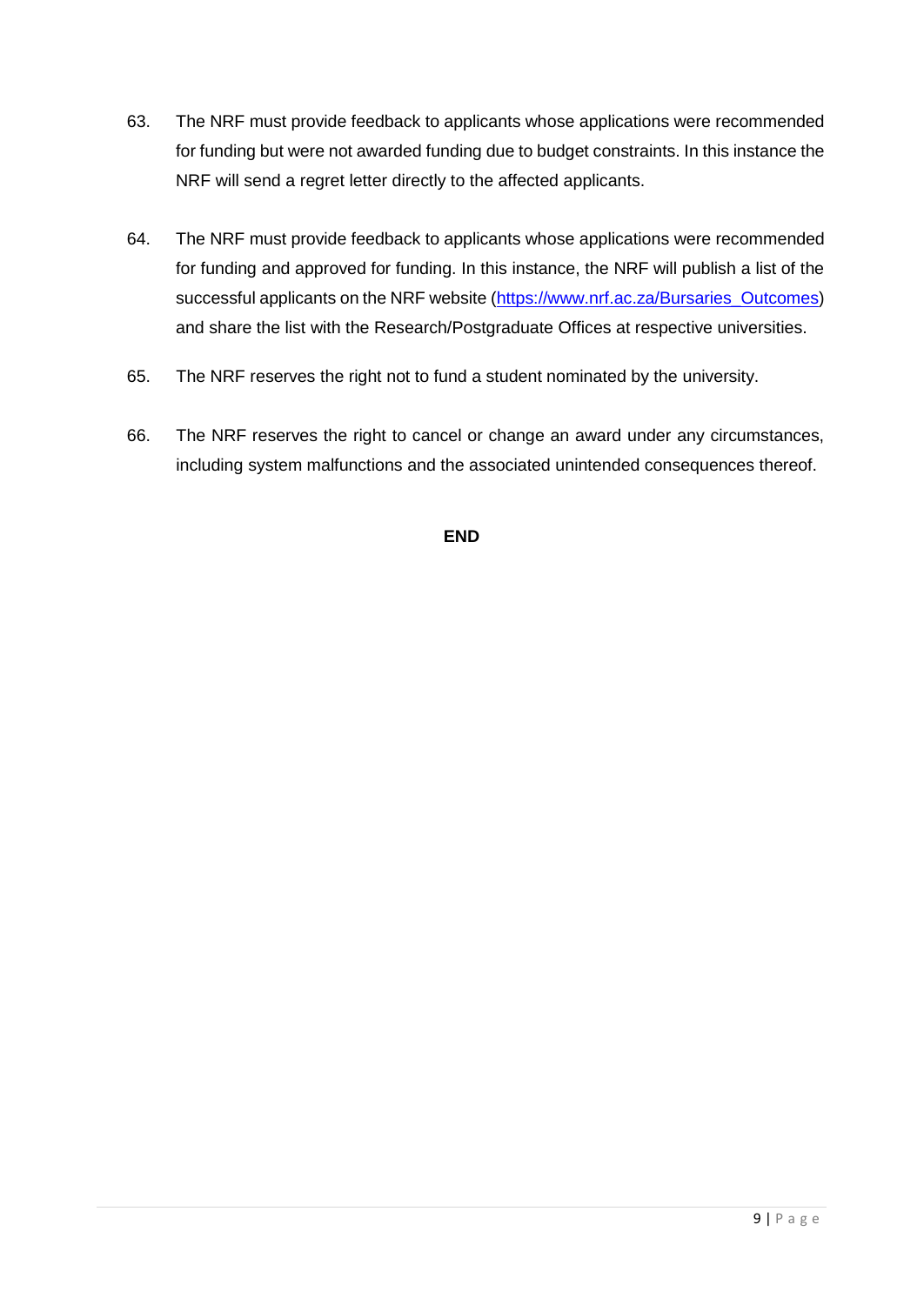63. The NRF must provide feedback to applicants whose applications were recommended for funding but were not awarded funding due to budget constraints. In this instance the NRF will send a regret letter directly to the affected applicants.

64. The NRF must provide feedback to applicants whose applications were recommended for funding and approved for funding. In this instance, the NRF will publish a list of the successful applicants on the NRF website (https://www.nrf.ac.za/Bursaries_Outcomes) and share the list with the Research/Postgraduate Offices at respective universities.

65. The NRF reserves the right not to fund a student nominated by the university.

66. The NRF reserves the right to cancel or change an award under any circumstances, including system malfunctions and the associated unintended consequences thereof.

**END**